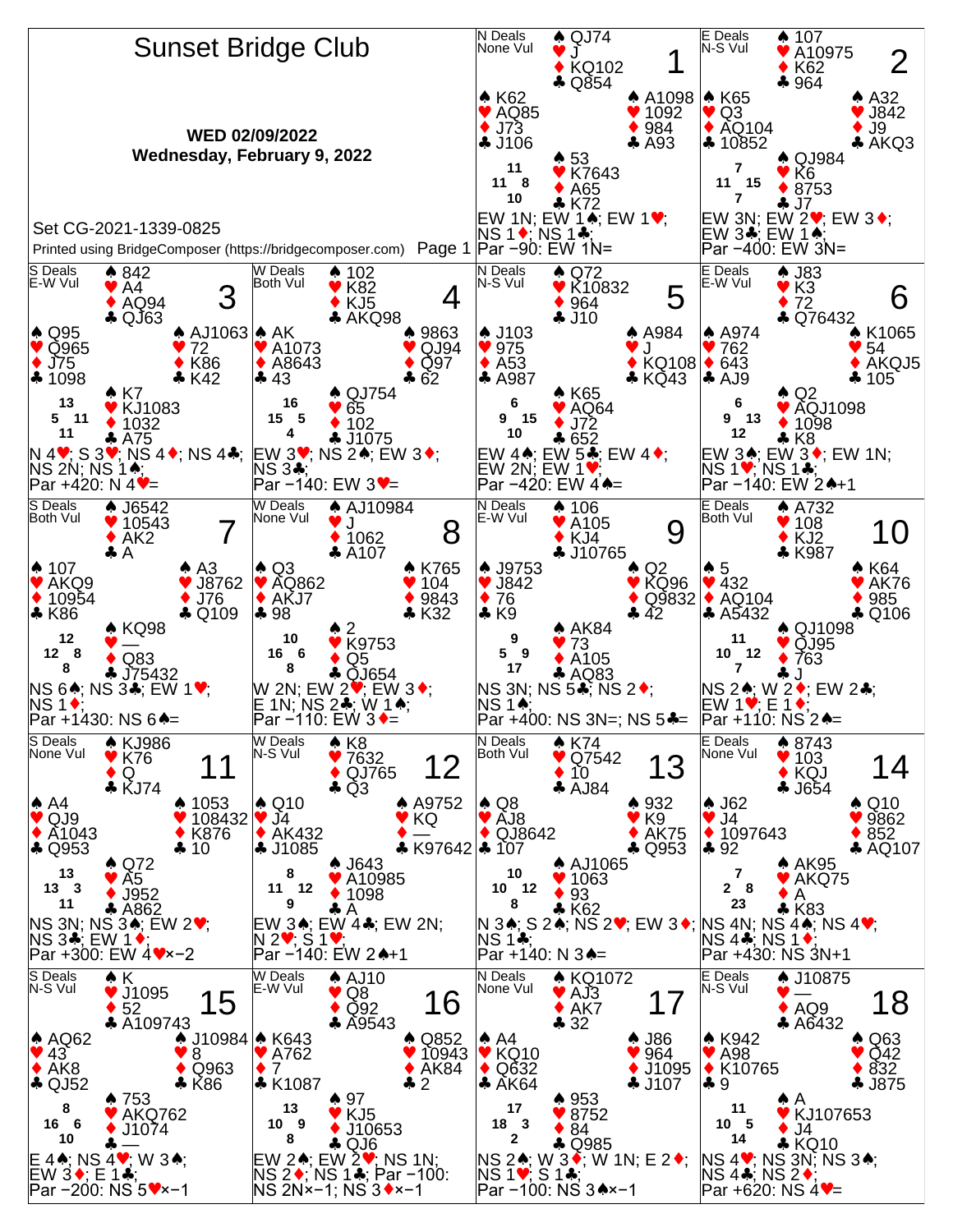# Sunset Bridge Club

**WED 02/09/2022**
**Wednesday, February 9, 2022**

Set CG-2021-1339-0825

Printed using BridgeComposer (https://bridgecomposer.com) Page 1

## Board 1
N Deals, None Vul

- North: ♠ QJ74 ♥ J ♦ KQ102 ♣ Q854
- West: ♠ K62 ♥ AQ85 ♦ J73 ♣ J106
- East: ♠ A1098 ♥ 1092 ♦ 984 ♣ A93
- South: ♠ 53 ♥ K7643 ♦ A65 ♣ K72

HCP: N 11, W 11, E 8, S 10

EW 1N; EW 1♠; EW 1♥; NS 1♦; NS 1♣;
Par −90: EW 1N=

## Board 2
E Deals, N-S Vul

- North: ♠ 107 ♥ A10975 ♦ K62 ♣ 964
- West: ♠ K65 ♥ Q3 ♦ AQ104 ♣ 10852
- East: ♠ A32 ♥ J842 ♦ J9 ♣ AKQ3
- South: ♠ QJ984 ♥ K6 ♦ 8753 ♣ J7

HCP: N 7, W 11, E 15, S 7

EW 3N; EW 2♥; EW 3♦; EW 3♣; EW 1♠;
Par −400: EW 3N=

## Board 3
S Deals, E-W Vul

- North: ♠ 842 ♥ A4 ♦ AQ94 ♣ QJ63
- West: ♠ Q95 ♥ Q965 ♦ J75 ♣ 1098
- East: ♠ AJ1063 ♥ 72 ♦ K86 ♣ K42
- South: ♠ K7 ♥ KJ1083 ♦ 1032 ♣ A75

HCP: N 13, W 5, E 11, S 11

N 4♥; S 3♥; NS 4♦; NS 4♣; NS 2N; NS 1♠;
Par +420: N 4♥=

## Board 4
W Deals, Both Vul

- North: ♠ 102 ♥ K82 ♦ KJ5 ♣ AKQ98
- West: ♠ AK ♥ A1073 ♦ A8643 ♣ 43
- East: ♠ 9863 ♥ QJ94 ♦ Q97 ♣ 62
- South: ♠ QJ754 ♥ 65 ♦ 102 ♣ J1075

HCP: N 16, W 15, E 5, S 4

EW 3♥; NS 2♠; EW 3♦; NS 3♣;
Par −140: EW 3♥=

## Board 5
N Deals, N-S Vul

- North: ♠ Q72 ♥ K10832 ♦ 964 ♣ J10
- West: ♠ J103 ♥ 975 ♦ A53 ♣ A987
- East: ♠ A984 ♥ J ♦ KQ108 ♣ KQ43
- South: ♠ K65 ♥ AQ64 ♦ J72 ♣ 652

HCP: N 6, W 9, E 15, S 10

EW 4♠; EW 5♣; EW 4♦; EW 2N; EW 1♥;
Par −420: EW 4♠=

## Board 6
E Deals, E-W Vul

- North: ♠ J83 ♥ K3 ♦ 72 ♣ Q76432
- West: ♠ A974 ♥ 762 ♦ 643 ♣ AJ9
- East: ♠ K1065 ♥ 54 ♦ AKQJ5 ♣ 105
- South: ♠ Q2 ♥ AQJ1098 ♦ 1098 ♣ K8

HCP: N 6, W 9, E 13, S 12

EW 3♠; EW 3♦; EW 1N; NS 1♥; NS 1♣;
Par −140: EW 2♠+1

## Board 7
S Deals, Both Vul

- North: ♠ J6542 ♥ 10543 ♦ AK2 ♣ A
- West: ♠ 107 ♥ AKQ9 ♦ 10954 ♣ K86
- East: ♠ A3 ♥ J8762 ♦ J76 ♣ Q109
- South: ♠ KQ98 ♥ — ♦ Q83 ♣ J75432

HCP: N 12, W 12, E 8, S 8

NS 6♠; NS 3♣; EW 1♥; NS 1♦;
Par +1430: NS 6♠=

## Board 8
W Deals, None Vul

- North: ♠ AJ10984 ♥ J ♦ 1062 ♣ A107
- West: ♠ Q3 ♥ AQ862 ♦ AKJ7 ♣ 98
- East: ♠ K765 ♥ 104 ♦ 9843 ♣ K32
- South: ♠ 2 ♥ K9753 ♦ Q5 ♣ QJ654

HCP: N 10, W 16, E 6, S 8

W 2N; EW 2♥; EW 3♦; E 1N; NS 2♣; W 1♠;
Par −110: EW 3♦=

## Board 9
N Deals, E-W Vul

- North: ♠ 106 ♥ A105 ♦ KJ4 ♣ J10765
- West: ♠ J9753 ♥ J842 ♦ 76 ♣ K9
- East: ♠ Q2 ♥ KQ96 ♦ Q9832 ♣ 42
- South: ♠ AK84 ♥ 73 ♦ A105 ♣ AQ83

HCP: N 9, W 5, E 9, S 17

NS 3N; NS 5♣; NS 2♦; NS 1♠;
Par +400: NS 3N=; NS 5♣=

## Board 10
E Deals, Both Vul

- North: ♠ A732 ♥ 108 ♦ KJ2 ♣ K987
- West: ♠ 5 ♥ 432 ♦ AQ104 ♣ A5432
- East: ♠ K64 ♥ AK76 ♦ 985 ♣ Q106
- South: ♠ QJ1098 ♥ QJ95 ♦ 763 ♣ J

HCP: N 11, W 10, E 12, S 7

NS 2♠; W 2♦; EW 2♣; EW 1♥; E 1♦;
Par +110: NS 2♠=

## Board 11
S Deals, None Vul

- North: ♠ KJ986 ♥ K76 ♦ Q ♣ KJ74
- West: ♠ A4 ♥ QJ9 ♦ A1043 ♣ Q953
- East: ♠ 1053 ♥ 108432 ♦ K876 ♣ 10
- South: ♠ Q72 ♥ A5 ♦ J952 ♣ A862

HCP: N 13, W 13, E 3, S 11

NS 3N; NS 3♠; EW 2♥; NS 3♣; EW 1♦;
Par +300: EW 4♥×−2

## Board 12
W Deals, N-S Vul

- North: ♠ K8 ♥ 7632 ♦ QJ765 ♣ Q3
- West: ♠ Q10 ♥ J4 ♦ AK432 ♣ J1085
- East: ♠ A9752 ♥ KQ ♦ — ♣ K97642
- South: ♠ J643 ♥ A10985 ♦ 1098 ♣ A

HCP: N 8, W 11, E 12, S 9

EW 3♠; EW 4♣; EW 2N; N 2♥; S 1♥;
Par −140: EW 2♠+1

## Board 13
N Deals, Both Vul

- North: ♠ K74 ♥ Q7542 ♦ 10 ♣ AJ84
- West: ♠ Q8 ♥ AJ8 ♦ QJ8642 ♣ 107
- East: ♠ 932 ♥ K9 ♦ AK75 ♣ Q953
- South: ♠ AJ1065 ♥ 1063 ♦ 93 ♣ K62

HCP: N 10, W 10, E 12, S 8

N 3♠; S 2♠; NS 2♥; EW 3♦; NS 1♣;
Par +140: N 3♠=

## Board 14
E Deals, None Vul

- North: ♠ 8743 ♥ 103 ♦ KQJ ♣ J654
- West: ♠ J62 ♥ J4 ♦ 1097643 ♣ 92
- East: ♠ Q10 ♥ 9862 ♦ 852 ♣ AQ107
- South: ♠ AK95 ♥ AKQ75 ♦ A ♣ K83

HCP: N 7, W 2, E 8, S 23

NS 4N; NS 4♠; NS 4♥; NS 4♣; NS 1♦;
Par +430: NS 3N+1

## Board 15
S Deals, N-S Vul

- North: ♠ K ♥ J1095 ♦ 52 ♣ A109743
- West: ♠ AQ62 ♥ 43 ♦ AK8 ♣ QJ52
- East: ♠ J10984 ♥ 8 ♦ Q963 ♣ K86
- South: ♠ 753 ♥ AKQ762 ♦ J1074 ♣ —

HCP: N 8, W 16, E 6, S 10

E 4♠; NS 4♥; W 3♠; EW 3♦; E 1♣;
Par −200: NS 5♥×−1

## Board 16
W Deals, E-W Vul

- North: ♠ AJ10 ♥ Q8 ♦ Q92 ♣ A9543
- West: ♠ K643 ♥ A762 ♦ 7 ♣ K1087
- East: ♠ Q852 ♥ 10943 ♦ AK84 ♣ 2
- South: ♠ 97 ♥ KJ5 ♦ J10653 ♣ QJ6

HCP: N 13, W 10, E 9, S 8

EW 2♠; EW 2♥; NS 1N; NS 2♦; NS 1♣; Par −100: NS 2N×−1; NS 3♦×−1

## Board 17
N Deals, None Vul

- North: ♠ KQ1072 ♥ AJ3 ♦ AK7 ♣ 32
- West: ♠ A4 ♥ KQ10 ♦ Q632 ♣ AK64
- East: ♠ J86 ♥ 964 ♦ J1095 ♣ J107
- South: ♠ 953 ♥ 8752 ♦ 84 ♣ Q985

HCP: N 17, W 18, E 3, S 2

NS 2♠; W 3♦; W 1N; E 2♦; NS 1♥; S 1♣;
Par −100: NS 3♠×−1

## Board 18
E Deals, N-S Vul

- North: ♠ J10875 ♥ — ♦ AQ9 ♣ A6432
- West: ♠ K942 ♥ A98 ♦ K10765 ♣ 9
- East: ♠ Q63 ♥ Q42 ♦ 832 ♣ J875
- South: ♠ A ♥ KJ107653 ♦ J4 ♣ KQ10

HCP: N 11, W 10, E 5, S 14

NS 4♥; NS 3N; NS 3♠; NS 4♣; NS 2♦;
Par +620: NS 4♥=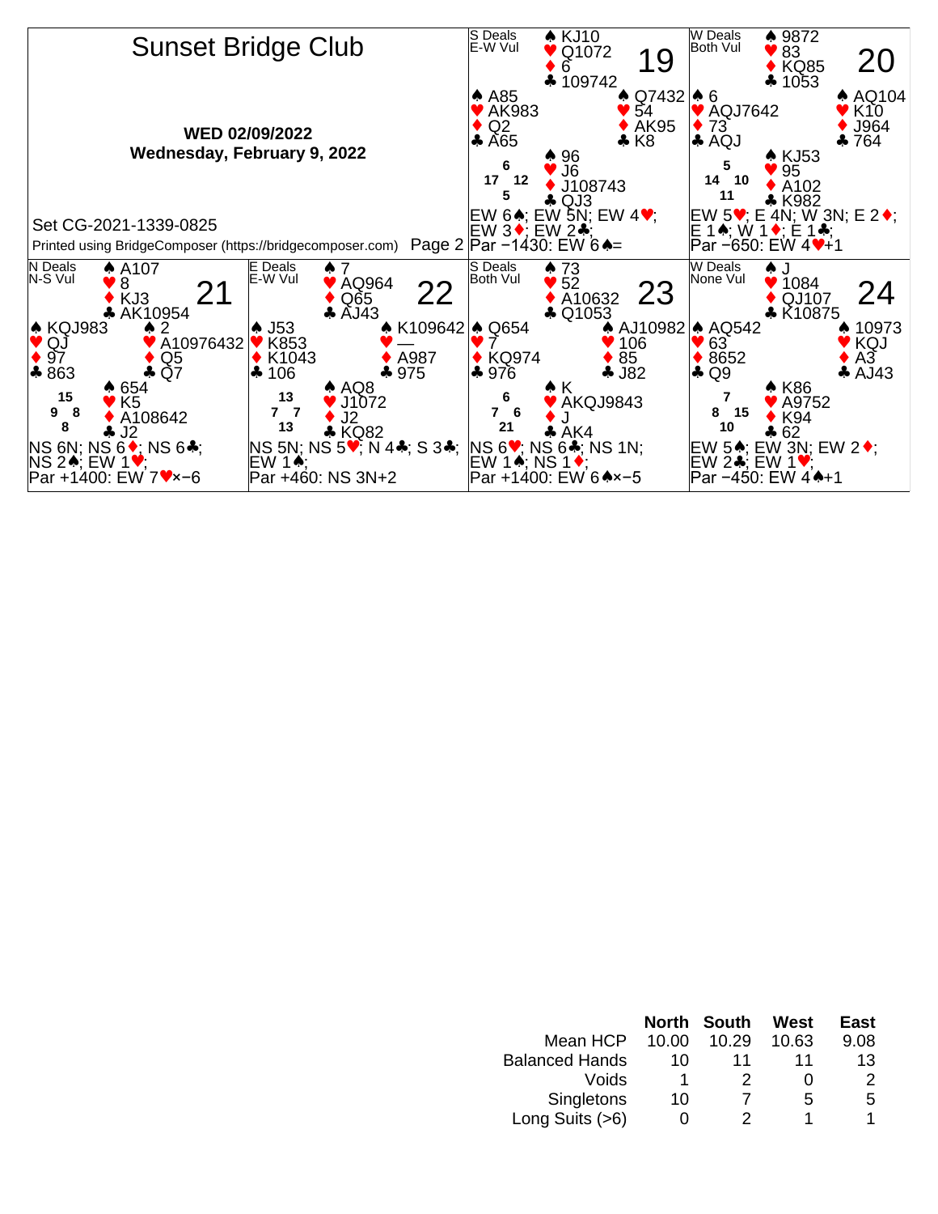# Sunset Bridge Club

**WED 02/09/2022**
**Wednesday, February 9, 2022**

Set CG-2021-1339-0825

Printed using BridgeComposer (https://bridgecomposer.com)

## Board 19

S Deals
E-W Vul

North: ♠ KJ10 ♥ Q1072 ♦ 6 ♣ 109742

West: ♠ A85 ♥ AK983 ♦ Q2 ♣ A65

East: ♠ Q7432 ♥ 54 ♦ AK95 ♣ K8

South: ♠ 96 ♥ J6 ♦ J108743 ♣ QJ3

HCP: N 6, E 12, S 5, W 17

EW 6♠; EW 5N; EW 4♥; EW 3♦; EW 2♣;
Par −1430: EW 6♠=

## Board 20

W Deals
Both Vul

North: ♠ 9872 ♥ 83 ♦ KQ85 ♣ 1053

West: ♠ 6 ♥ AQJ7642 ♦ 73 ♣ AQJ

East: ♠ AQ104 ♥ K10 ♦ J964 ♣ 764

South: ♠ KJ53 ♥ 95 ♦ A102 ♣ K982

HCP: N 5, E 10, S 11, W 14

EW 5♥; E 4N; W 3N; E 2♦; E 1♠; W 1♦; E 1♣;
Par −650: EW 4♥+1

## Board 21

N Deals
N-S Vul

North: ♠ A107 ♥ 8 ♦ KJ3 ♣ AK10954

West: ♠ KQJ983 ♥ QJ ♦ 97 ♣ 863

East: ♠ 2 ♥ A10976432 ♦ Q5 ♣ Q7

South: ♠ 654 ♥ K5 ♦ A108642 ♣ J2

HCP: N 15, E 8, S 8, W 9

NS 6N; NS 6♦; NS 6♣; NS 2♠; EW 1♥;
Par +1400: EW 7♥×−6

## Board 22

E Deals
E-W Vul

North: ♠ 7 ♥ AQ964 ♦ Q65 ♣ AJ43

West: ♠ J53 ♥ K853 ♦ K1043 ♣ 106

East: ♠ K109642 ♥ — ♦ A987 ♣ 975

South: ♠ AQ8 ♥ J1072 ♦ J2 ♣ KQ82

HCP: N 13, E 7, S 13, W 7

NS 5N; NS 5♥; N 4♣; S 3♣; EW 1♠;
Par +460: NS 3N+2

## Board 23

S Deals
Both Vul

North: ♠ 73 ♥ 52 ♦ A10632 ♣ Q1053

West: ♠ Q654 ♥ 7 ♦ KQ974 ♣ 976

East: ♠ AJ10982 ♥ 106 ♦ 85 ♣ J82

South: ♠ K ♥ AKQJ9843 ♦ J ♣ AK4

HCP: N 6, E 6, S 21, W 7

NS 6♥; NS 6♣; NS 1N; EW 1♠; NS 1♦;
Par +1400: EW 6♠×−5

## Board 24

W Deals
None Vul

North: ♠ J ♥ 1084 ♦ QJ107 ♣ K10875

West: ♠ AQ542 ♥ 63 ♦ 8652 ♣ Q9

East: ♠ 10973 ♥ KQJ ♦ A3 ♣ AJ43

South: ♠ K86 ♥ A9752 ♦ K94 ♣ 62

HCP: N 7, E 15, S 10, W 8

EW 5♠; EW 3N; EW 2♦; EW 2♣; EW 1♥;
Par −450: EW 4♠+1

| | North | South | West | East |
|---|---|---|---|---|
| Mean HCP | 10.00 | 10.29 | 10.63 | 9.08 |
| Balanced Hands | 10 | 11 | 11 | 13 |
| Voids | 1 | 2 | 0 | 2 |
| Singletons | 10 | 7 | 5 | 5 |
| Long Suits (>6) | 0 | 2 | 1 | 1 |